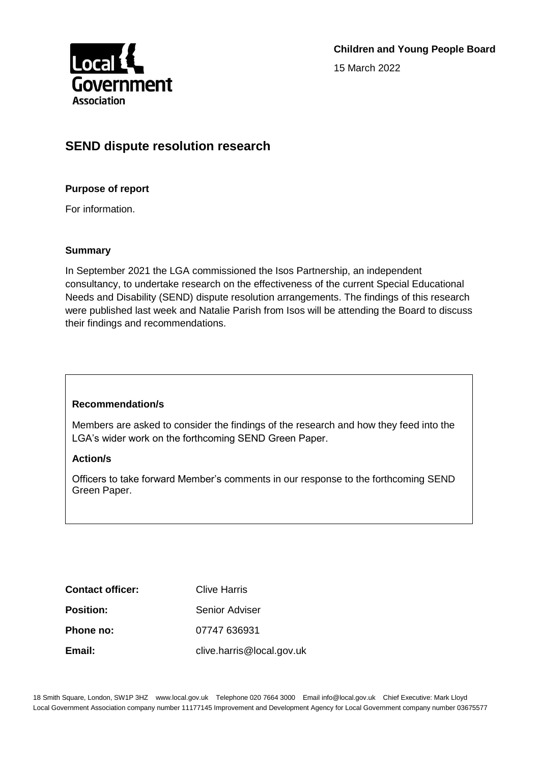**Children and Young People Board**

15 March 2022

# SEND dispute resolution research

**Purpose of report**

For information.

**Summary**

In September 2021 the LGA commissioned the Isos Partnership, an independent consultancy, to undertake research on the effectiveness of the current Special Educational Needs and Disability (SEND) dispute resolution arrangements. The findings of this research were published last week and Natalie Parish from Isos will be attending the Board to discuss their findings and recommendations.

**Recommendation/s**

Members are asked to consider the findings of the research and how they feed into the LGA's wider work on the forthcoming SEND Green Paper.

**Action/s**

Officers to take forward Member's comments in our response to the forthcoming SEND Green Paper.

| | |
|---|---|
| **Contact officer:** | Clive Harris |
| **Position:** | Senior Adviser |
| **Phone no:** | 07747 636931 |
| **Email:** | clive.harris@local.gov.uk |

18 Smith Square, London, SW1P 3HZ www.local.gov.uk Telephone 020 7664 3000 Email info@local.gov.uk Chief Executive: Mark Lloyd
Local Government Association company number 11177145 Improvement and Development Agency for Local Government company number 03675577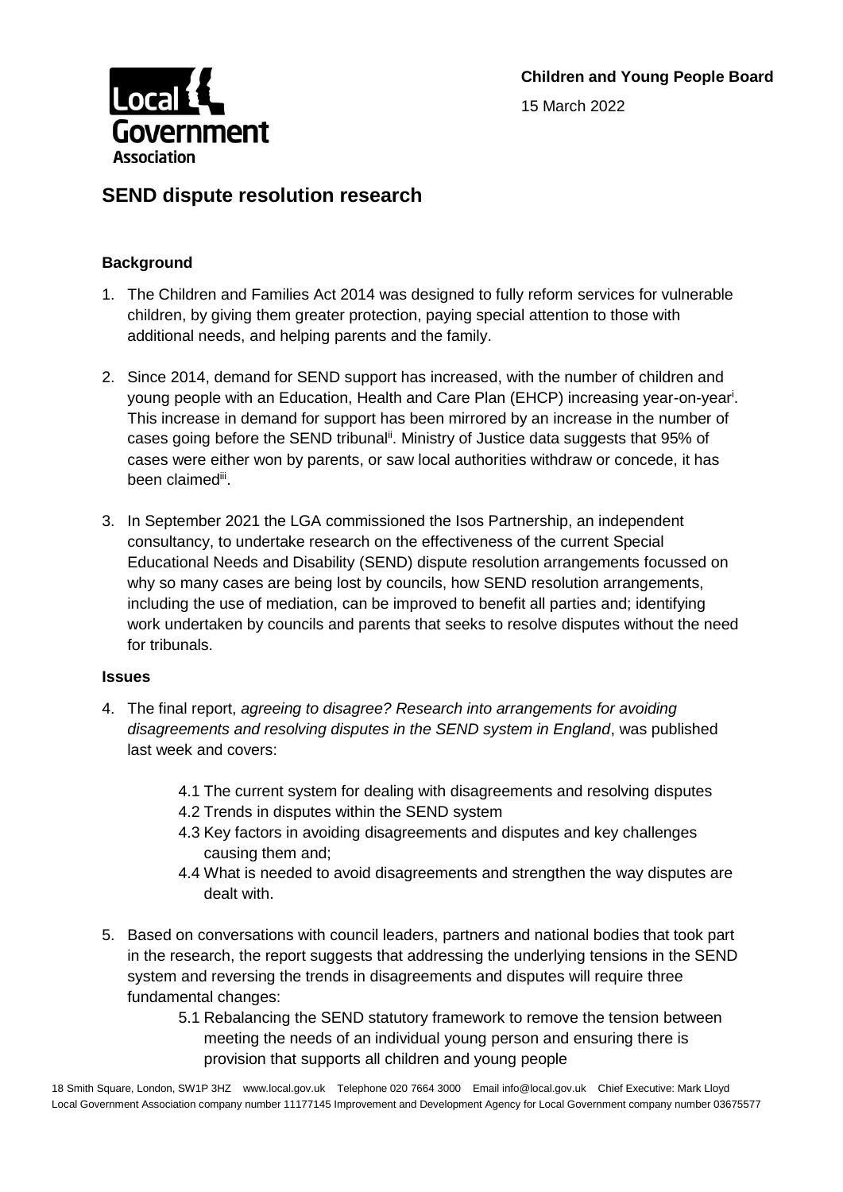**Children and Young People Board**

15 March 2022

## SEND dispute resolution research

### Background

1. The Children and Families Act 2014 was designed to fully reform services for vulnerable children, by giving them greater protection, paying special attention to those with additional needs, and helping parents and the family.

2. Since 2014, demand for SEND support has increased, with the number of children and young people with an Education, Health and Care Plan (EHCP) increasing year-on-year[i]. This increase in demand for support has been mirrored by an increase in the number of cases going before the SEND tribunal[ii]. Ministry of Justice data suggests that 95% of cases were either won by parents, or saw local authorities withdraw or concede, it has been claimed[iii].

3. In September 2021 the LGA commissioned the Isos Partnership, an independent consultancy, to undertake research on the effectiveness of the current Special Educational Needs and Disability (SEND) dispute resolution arrangements focussed on why so many cases are being lost by councils, how SEND resolution arrangements, including the use of mediation, can be improved to benefit all parties and; identifying work undertaken by councils and parents that seeks to resolve disputes without the need for tribunals.

### Issues

4. The final report, *agreeing to disagree? Research into arrangements for avoiding disagreements and resolving disputes in the SEND system in England*, was published last week and covers:

   4.1 The current system for dealing with disagreements and resolving disputes
   4.2 Trends in disputes within the SEND system
   4.3 Key factors in avoiding disagreements and disputes and key challenges causing them and;
   4.4 What is needed to avoid disagreements and strengthen the way disputes are dealt with.

5. Based on conversations with council leaders, partners and national bodies that took part in the research, the report suggests that addressing the underlying tensions in the SEND system and reversing the trends in disagreements and disputes will require three fundamental changes:

   5.1 Rebalancing the SEND statutory framework to remove the tension between meeting the needs of an individual young person and ensuring there is provision that supports all children and young people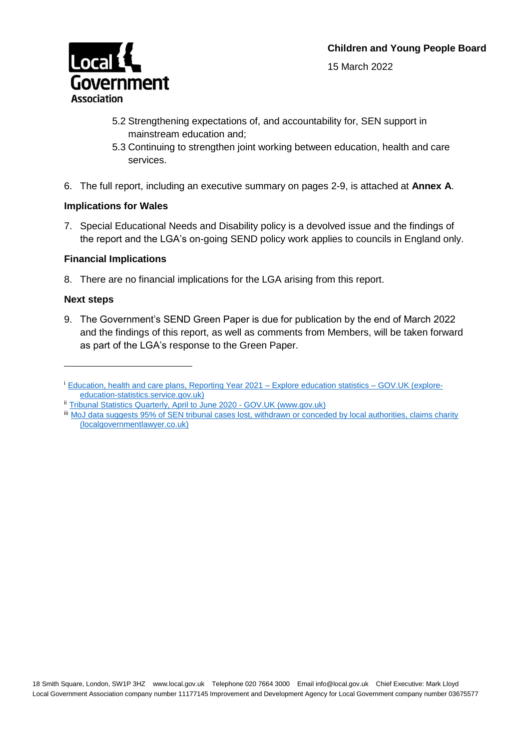5.2 Strengthening expectations of, and accountability for, SEN support in mainstream education and;

5.3 Continuing to strengthen joint working between education, health and care services.

6. The full report, including an executive summary on pages 2-9, is attached at **Annex A**.

**Implications for Wales**

7. Special Educational Needs and Disability policy is a devolved issue and the findings of the report and the LGA's on-going SEND policy work applies to councils in England only.

**Financial Implications**

8. There are no financial implications for the LGA arising from this report.

**Next steps**

9. The Government's SEND Green Paper is due for publication by the end of March 2022 and the findings of this report, as well as comments from Members, will be taken forward as part of the LGA's response to the Green Paper.

---

[i] Education, health and care plans, Reporting Year 2021 – Explore education statistics – GOV.UK (explore-education-statistics.service.gov.uk)

[ii] Tribunal Statistics Quarterly, April to June 2020 - GOV.UK (www.gov.uk)

[iii] MoJ data suggests 95% of SEN tribunal cases lost, withdrawn or conceded by local authorities, claims charity (localgovernmentlawyer.co.uk)